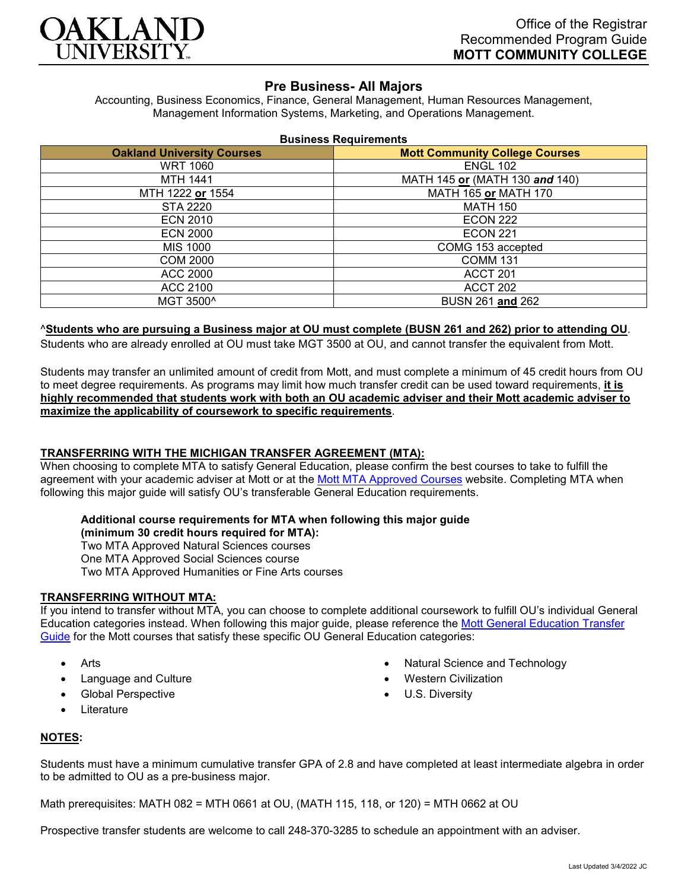Office of the Registrar
Recommended Program Guide
**MOTT COMMUNITY COLLEGE**

# Pre Business- All Majors

Accounting, Business Economics, Finance, General Management, Human Resources Management, Management Information Systems, Marketing, and Operations Management.

**Business Requirements**

| Oakland University Courses | Mott Community College Courses |
|---|---|
| WRT 1060 | ENGL 102 |
| MTH 1441 | MATH 145 **or** (MATH 130 ***and*** 140) |
| MTH 1222 **or** 1554 | MATH 165 **or** MATH 170 |
| STA 2220 | MATH 150 |
| ECN 2010 | ECON 222 |
| ECN 2000 | ECON 221 |
| MIS 1000 | COMG 153 accepted |
| COM 2000 | COMM 131 |
| ACC 2000 | ACCT 201 |
| ACC 2100 | ACCT 202 |
| MGT 3500^ | BUSN 261 **and** 262 |

^**Students who are pursuing a Business major at OU must complete (BUSN 261 and 262) prior to attending OU**. Students who are already enrolled at OU must take MGT 3500 at OU, and cannot transfer the equivalent from Mott.

Students may transfer an unlimited amount of credit from Mott, and must complete a minimum of 45 credit hours from OU to meet degree requirements. As programs may limit how much transfer credit can be used toward requirements, **it is highly recommended that students work with both an OU academic adviser and their Mott academic adviser to maximize the applicability of coursework to specific requirements**.

## TRANSFERRING WITH THE MICHIGAN TRANSFER AGREEMENT (MTA):

When choosing to complete MTA to satisfy General Education, please confirm the best courses to take to fulfill the agreement with your academic adviser at Mott or at the Mott MTA Approved Courses website. Completing MTA when following this major guide will satisfy OU's transferable General Education requirements.

**Additional course requirements for MTA when following this major guide (minimum 30 credit hours required for MTA):**
Two MTA Approved Natural Sciences courses
One MTA Approved Social Sciences course
Two MTA Approved Humanities or Fine Arts courses

## TRANSFERRING WITHOUT MTA:

If you intend to transfer without MTA, you can choose to complete additional coursework to fulfill OU's individual General Education categories instead. When following this major guide, please reference the Mott General Education Transfer Guide for the Mott courses that satisfy these specific OU General Education categories:

- Arts
- Language and Culture
- Global Perspective
- Literature
- Natural Science and Technology
- Western Civilization
- U.S. Diversity

## NOTES:

Students must have a minimum cumulative transfer GPA of 2.8 and have completed at least intermediate algebra in order to be admitted to OU as a pre-business major.

Math prerequisites: MATH 082 = MTH 0661 at OU, (MATH 115, 118, or 120) = MTH 0662 at OU

Prospective transfer students are welcome to call 248-370-3285 to schedule an appointment with an adviser.

Last Updated 3/4/2022 JC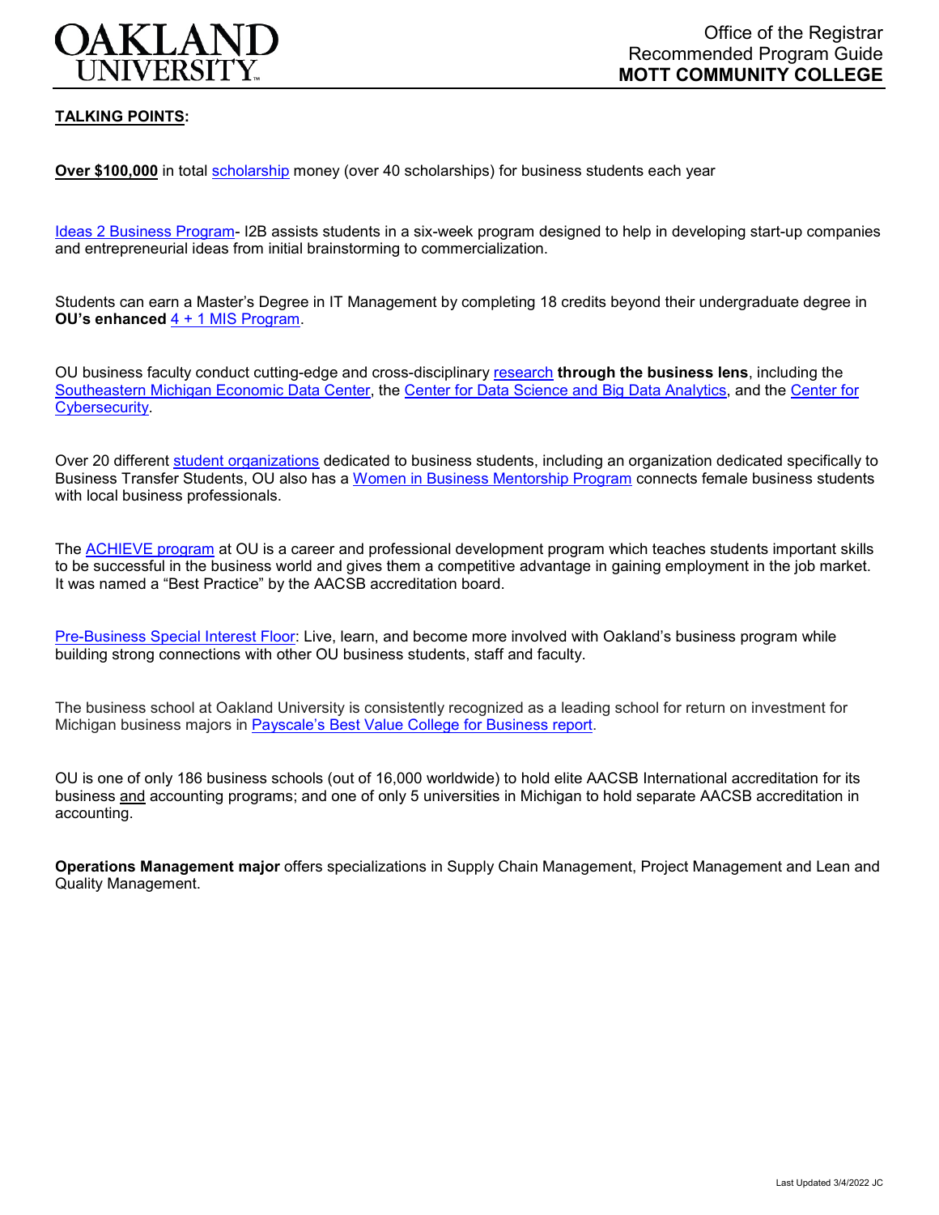**TALKING POINTS:**

**Over $100,000** in total scholarship money (over 40 scholarships) for business students each year

Ideas 2 Business Program- I2B assists students in a six-week program designed to help in developing start-up companies and entrepreneurial ideas from initial brainstorming to commercialization.

Students can earn a Master's Degree in IT Management by completing 18 credits beyond their undergraduate degree in **OU's enhanced** 4 + 1 MIS Program.

OU business faculty conduct cutting-edge and cross-disciplinary research **through the business lens**, including the Southeastern Michigan Economic Data Center, the Center for Data Science and Big Data Analytics, and the Center for Cybersecurity.

Over 20 different student organizations dedicated to business students, including an organization dedicated specifically to Business Transfer Students, OU also has a Women in Business Mentorship Program connects female business students with local business professionals.

The ACHIEVE program at OU is a career and professional development program which teaches students important skills to be successful in the business world and gives them a competitive advantage in gaining employment in the job market. It was named a "Best Practice" by the AACSB accreditation board.

Pre-Business Special Interest Floor: Live, learn, and become more involved with Oakland's business program while building strong connections with other OU business students, staff and faculty.

The business school at Oakland University is consistently recognized as a leading school for return on investment for Michigan business majors in Payscale's Best Value College for Business report.

OU is one of only 186 business schools (out of 16,000 worldwide) to hold elite AACSB International accreditation for its business and accounting programs; and one of only 5 universities in Michigan to hold separate AACSB accreditation in accounting.

**Operations Management major** offers specializations in Supply Chain Management, Project Management and Lean and Quality Management.